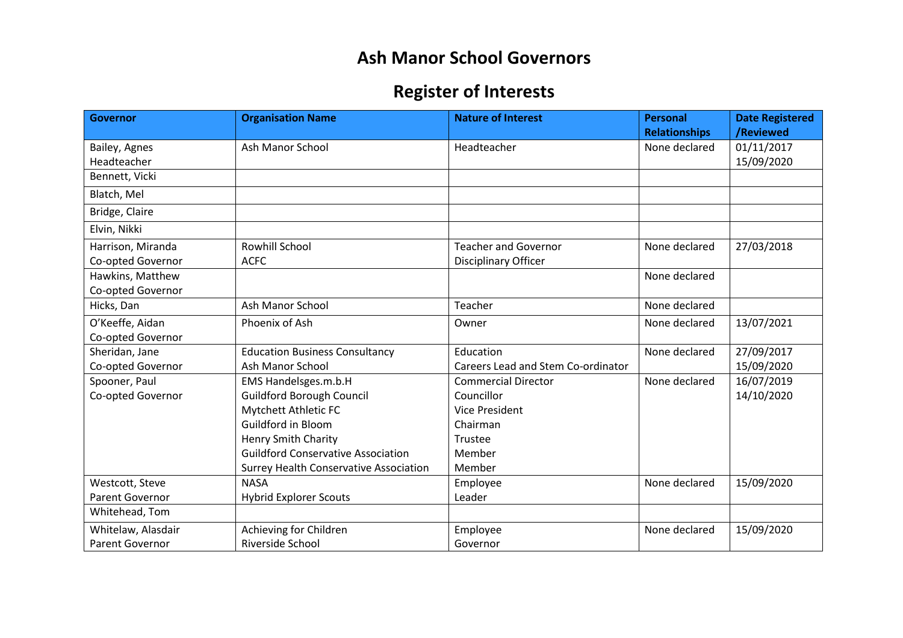# Ash Manor School Governors

## Register of Interests

| Governor | Organisation Name | Nature of Interest | Personal Relationships | Date Registered /Reviewed |
|---|---|---|---|---|
| Bailey, Agnes<br>Headteacher | Ash Manor School | Headteacher | None declared | 01/11/2017<br>15/09/2020 |
| Bennett, Vicki | | | | |
| Blatch, Mel | | | | |
| Bridge, Claire | | | | |
| Elvin, Nikki | | | | |
| Harrison, Miranda<br>Co-opted Governor | Rowhill School<br>ACFC | Teacher and Governor<br>Disciplinary Officer | None declared | 27/03/2018 |
| Hawkins, Matthew<br>Co-opted Governor | | | None declared | |
| Hicks, Dan | Ash Manor School | Teacher | None declared | |
| O'Keeffe, Aidan<br>Co-opted Governor | Phoenix of Ash | Owner | None declared | 13/07/2021 |
| Sheridan, Jane<br>Co-opted Governor | Education Business Consultancy<br>Ash Manor School | Education<br>Careers Lead and Stem Co-ordinator | None declared | 27/09/2017<br>15/09/2020 |
| Spooner, Paul<br>Co-opted Governor | EMS Handelsges.m.b.H<br>Guildford Borough Council<br>Mytchett Athletic FC<br>Guildford in Bloom<br>Henry Smith Charity<br>Guildford Conservative Association<br>Surrey Health Conservative Association | Commercial Director<br>Councillor<br>Vice President<br>Chairman<br>Trustee<br>Member<br>Member | None declared | 16/07/2019<br>14/10/2020 |
| Westcott, Steve<br>Parent Governor | NASA<br>Hybrid Explorer Scouts | Employee<br>Leader | None declared | 15/09/2020 |
| Whitehead, Tom | | | | |
| Whitelaw, Alasdair<br>Parent Governor | Achieving for Children<br>Riverside School | Employee<br>Governor | None declared | 15/09/2020 |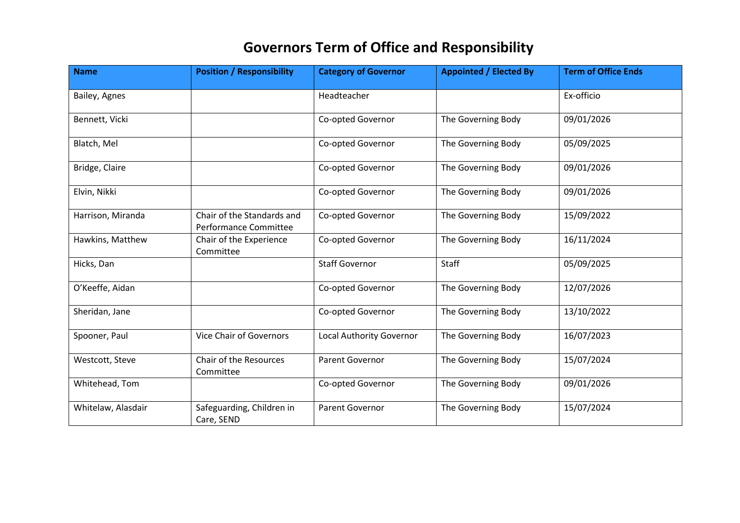# Governors Term of Office and Responsibility

| Name | Position / Responsibility | Category of Governor | Appointed / Elected By | Term of Office Ends |
|---|---|---|---|---|
| Bailey, Agnes | | Headteacher | | Ex-officio |
| Bennett, Vicki | | Co-opted Governor | The Governing Body | 09/01/2026 |
| Blatch, Mel | | Co-opted Governor | The Governing Body | 05/09/2025 |
| Bridge, Claire | | Co-opted Governor | The Governing Body | 09/01/2026 |
| Elvin, Nikki | | Co-opted Governor | The Governing Body | 09/01/2026 |
| Harrison, Miranda | Chair of the Standards and Performance Committee | Co-opted Governor | The Governing Body | 15/09/2022 |
| Hawkins, Matthew | Chair of the Experience Committee | Co-opted Governor | The Governing Body | 16/11/2024 |
| Hicks, Dan | | Staff Governor | Staff | 05/09/2025 |
| O'Keeffe, Aidan | | Co-opted Governor | The Governing Body | 12/07/2026 |
| Sheridan, Jane | | Co-opted Governor | The Governing Body | 13/10/2022 |
| Spooner, Paul | Vice Chair of Governors | Local Authority Governor | The Governing Body | 16/07/2023 |
| Westcott, Steve | Chair of the Resources Committee | Parent Governor | The Governing Body | 15/07/2024 |
| Whitehead, Tom | | Co-opted Governor | The Governing Body | 09/01/2026 |
| Whitelaw, Alasdair | Safeguarding, Children in Care, SEND | Parent Governor | The Governing Body | 15/07/2024 |